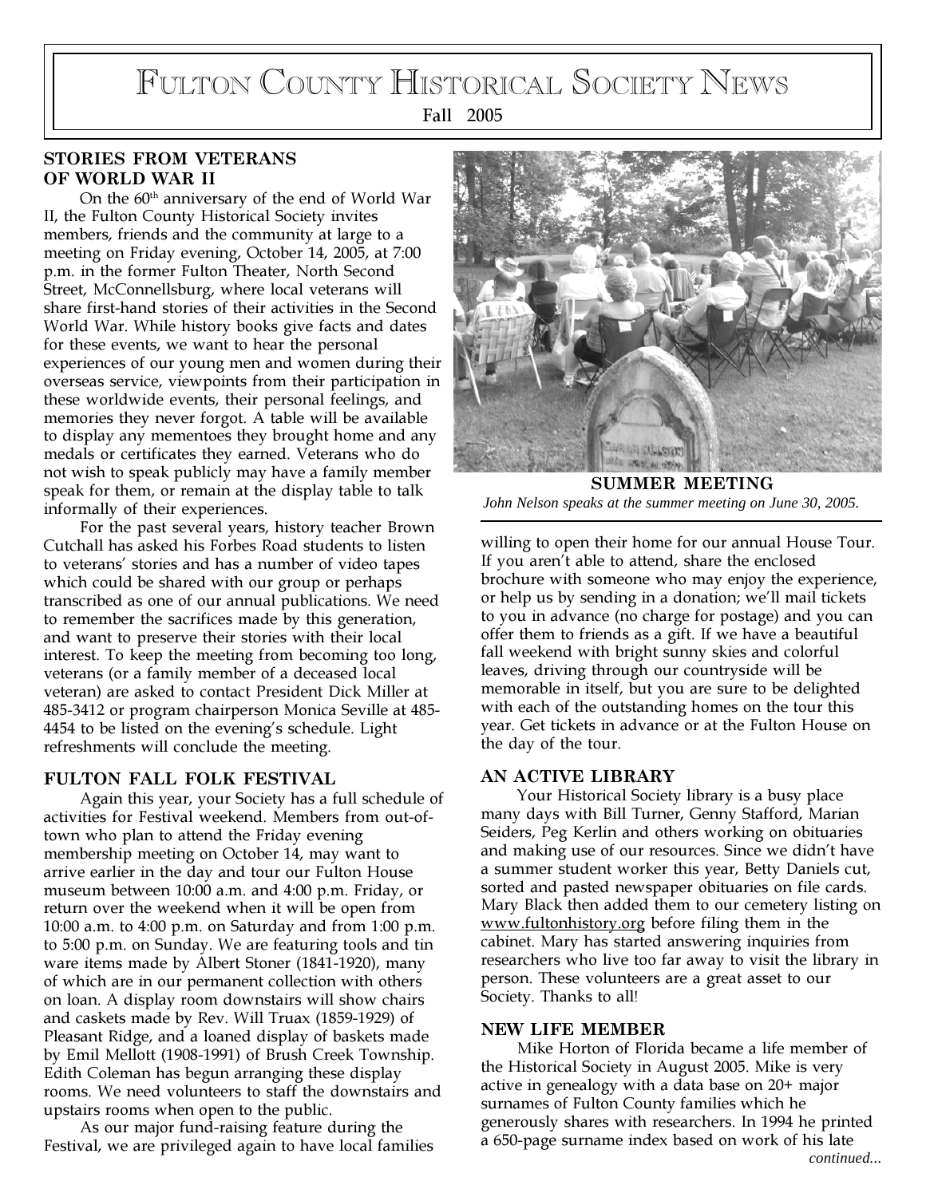# Fulton County Historical Society News

Fall 2005

## STORIES FROM VETERANS OF WORLD WAR II

On the 60th anniversary of the end of World War II, the Fulton County Historical Society invites members, friends and the community at large to a meeting on Friday evening, October 14, 2005, at 7:00 p.m. in the former Fulton Theater, North Second Street, McConnellsburg, where local veterans will share first-hand stories of their activities in the Second World War. While history books give facts and dates for these events, we want to hear the personal experiences of our young men and women during their overseas service, viewpoints from their participation in these worldwide events, their personal feelings, and memories they never forgot. A table will be available to display any mementoes they brought home and any medals or certificates they earned. Veterans who do not wish to speak publicly may have a family member speak for them, or remain at the display table to talk informally of their experiences.

For the past several years, history teacher Brown Cutchall has asked his Forbes Road students to listen to veterans' stories and has a number of video tapes which could be shared with our group or perhaps transcribed as one of our annual publications. We need to remember the sacrifices made by this generation, and want to preserve their stories with their local interest. To keep the meeting from becoming too long, veterans (or a family member of a deceased local veteran) are asked to contact President Dick Miller at 485-3412 or program chairperson Monica Seville at 485-4454 to be listed on the evening's schedule. Light refreshments will conclude the meeting.

## FULTON FALL FOLK FESTIVAL

Again this year, your Society has a full schedule of activities for Festival weekend. Members from out-of-town who plan to attend the Friday evening membership meeting on October 14, may want to arrive earlier in the day and tour our Fulton House museum between 10:00 a.m. and 4:00 p.m. Friday, or return over the weekend when it will be open from 10:00 a.m. to 4:00 p.m. on Saturday and from 1:00 p.m. to 5:00 p.m. on Sunday. We are featuring tools and tin ware items made by Albert Stoner (1841-1920), many of which are in our permanent collection with others on loan. A display room downstairs will show chairs and caskets made by Rev. Will Truax (1859-1929) of Pleasant Ridge, and a loaned display of baskets made by Emil Mellott (1908-1991) of Brush Creek Township. Edith Coleman has begun arranging these display rooms. We need volunteers to staff the downstairs and upstairs rooms when open to the public.

As our major fund-raising feature during the Festival, we are privileged again to have local families willing to open their home for our annual House Tour. If you aren't able to attend, share the enclosed brochure with someone who may enjoy the experience, or help us by sending in a donation; we'll mail tickets to you in advance (no charge for postage) and you can offer them to friends as a gift. If we have a beautiful fall weekend with bright sunny skies and colorful leaves, driving through our countryside will be memorable in itself, but you are sure to be delighted with each of the outstanding homes on the tour this year. Get tickets in advance or at the Fulton House on the day of the tour.

**SUMMER MEETING**

*John Nelson speaks at the summer meeting on June 30, 2005.*

## AN ACTIVE LIBRARY

Your Historical Society library is a busy place many days with Bill Turner, Genny Stafford, Marian Seiders, Peg Kerlin and others working on obituaries and making use of our resources. Since we didn't have a summer student worker this year, Betty Daniels cut, sorted and pasted newspaper obituaries on file cards. Mary Black then added them to our cemetery listing on www.fultonhistory.org before filing them in the cabinet. Mary has started answering inquiries from researchers who live too far away to visit the library in person. These volunteers are a great asset to our Society. Thanks to all!

## NEW LIFE MEMBER

Mike Horton of Florida became a life member of the Historical Society in August 2005. Mike is very active in genealogy with a data base on 20+ major surnames of Fulton County families which he generously shares with researchers. In 1994 he printed a 650-page surname index based on work of his late

*continued...*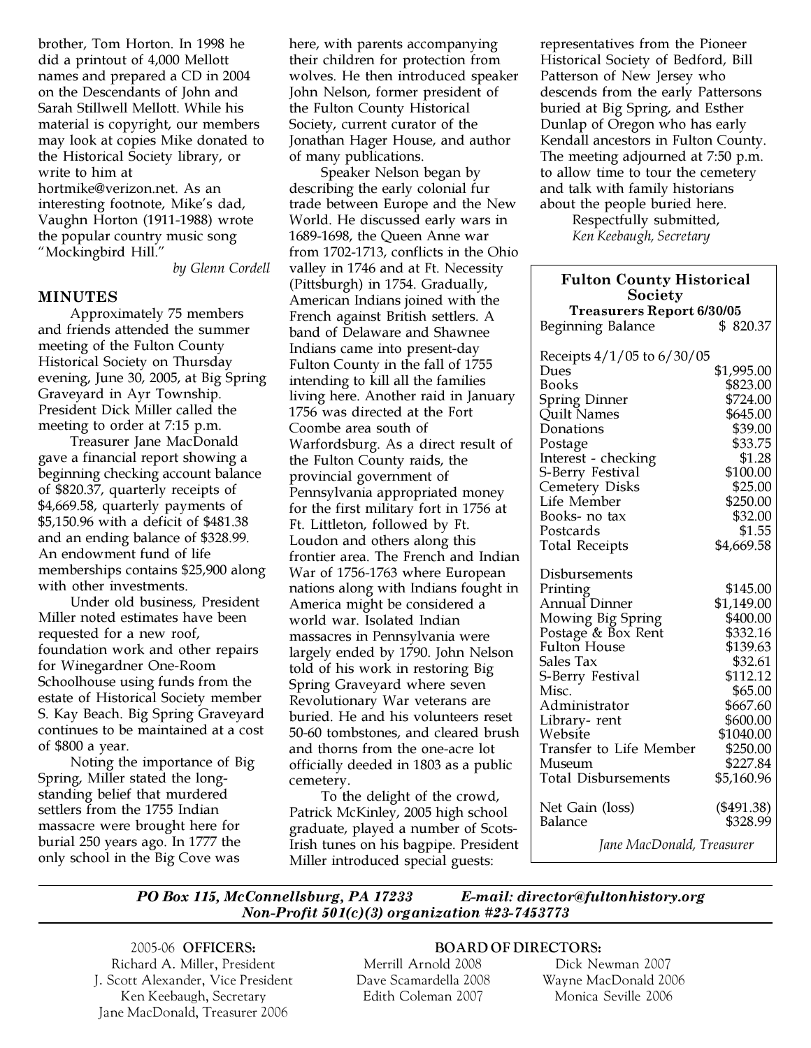brother, Tom Horton. In 1998 he did a printout of 4,000 Mellott names and prepared a CD in 2004 on the Descendants of John and Sarah Stillwell Mellott. While his material is copyright, our members may look at copies Mike donated to the Historical Society library, or write to him at hortmike@verizon.net. As an interesting footnote, Mike's dad, Vaughn Horton (1911-1988) wrote the popular country music song "Mockingbird Hill."

*by Glenn Cordell*

## MINUTES

Approximately 75 members and friends attended the summer meeting of the Fulton County Historical Society on Thursday evening, June 30, 2005, at Big Spring Graveyard in Ayr Township. President Dick Miller called the meeting to order at 7:15 p.m.

Treasurer Jane MacDonald gave a financial report showing a beginning checking account balance of $820.37, quarterly receipts of $4,669.58, quarterly payments of $5,150.96 with a deficit of $481.38 and an ending balance of $328.99. An endowment fund of life memberships contains $25,900 along with other investments.

Under old business, President Miller noted estimates have been requested for a new roof, foundation work and other repairs for Winegardner One-Room Schoolhouse using funds from the estate of Historical Society member S. Kay Beach. Big Spring Graveyard continues to be maintained at a cost of $800 a year.

Noting the importance of Big Spring, Miller stated the long-standing belief that murdered settlers from the 1755 Indian massacre were brought here for burial 250 years ago. In 1777 the only school in the Big Cove was here, with parents accompanying their children for protection from wolves. He then introduced speaker John Nelson, former president of the Fulton County Historical Society, current curator of the Jonathan Hager House, and author of many publications.

Speaker Nelson began by describing the early colonial fur trade between Europe and the New World. He discussed early wars in 1689-1698, the Queen Anne war from 1702-1713, conflicts in the Ohio valley in 1746 and at Ft. Necessity (Pittsburgh) in 1754. Gradually, American Indians joined with the French against British settlers. A band of Delaware and Shawnee Indians came into present-day Fulton County in the fall of 1755 intending to kill all the families living here. Another raid in January 1756 was directed at the Fort Coombe area south of Warfordsburg. As a direct result of the Fulton County raids, the provincial government of Pennsylvania appropriated money for the first military fort in 1756 at Ft. Littleton, followed by Ft. Loudon and others along this frontier area. The French and Indian War of 1756-1763 where European nations along with Indians fought in America might be considered a world war. Isolated Indian massacres in Pennsylvania were largely ended by 1790. John Nelson told of his work in restoring Big Spring Graveyard where seven Revolutionary War veterans are buried. He and his volunteers reset 50-60 tombstones, and cleared brush and thorns from the one-acre lot officially deeded in 1803 as a public cemetery.

To the delight of the crowd, Patrick McKinley, 2005 high school graduate, played a number of Scots-Irish tunes on his bagpipe. President Miller introduced special guests: representatives from the Pioneer Historical Society of Bedford, Bill Patterson of New Jersey who descends from the early Pattersons buried at Big Spring, and Esther Dunlap of Oregon who has early Kendall ancestors in Fulton County. The meeting adjourned at 7:50 p.m. to allow time to tour the cemetery and talk with family historians about the people buried here.

Respectfully submitted,
*Ken Keebaugh, Secretary*

**Fulton County Historical Society**
**Treasurers Report 6/30/05**

| | |
|---|---|
| Beginning Balance | $ 820.37 |
| **Receipts 4/1/05 to 6/30/05** | |
| Dues | $1,995.00 |
| Books | $823.00 |
| Spring Dinner | $724.00 |
| Quilt Names | $645.00 |
| Donations | $39.00 |
| Postage | $33.75 |
| Interest - checking | $1.28 |
| S-Berry Festival | $100.00 |
| Cemetery Disks | $25.00 |
| Life Member | $250.00 |
| Books- no tax | $32.00 |
| Postcards | $1.55 |
| Total Receipts | $4,669.58 |
| **Disbursements** | |
| Printing | $145.00 |
| Annual Dinner | $1,149.00 |
| Mowing Big Spring | $400.00 |
| Postage & Box Rent | $332.16 |
| Fulton House | $139.63 |
| Sales Tax | $32.61 |
| S-Berry Festival | $112.12 |
| Misc. | $65.00 |
| Administrator | $667.60 |
| Library- rent | $600.00 |
| Website | $1040.00 |
| Transfer to Life Member | $250.00 |
| Museum | $227.84 |
| Total Disbursements | $5,160.96 |
| Net Gain (loss) | ($491.38) |
| Balance | $328.99 |

*Jane MacDonald, Treasurer*

***PO Box 115, McConnellsburg, PA 17233*** ***E-mail: director@fultonhistory.org***
***Non-Profit 501(c)(3) organization #23-7453773***

2005-06 **OFFICERS:**
Richard A. Miller, President
J. Scott Alexander, Vice President
Ken Keebaugh, Secretary
Jane MacDonald, Treasurer 2006

**BOARD OF DIRECTORS:**
Merrill Arnold 2008
Dave Scamardella 2008
Edith Coleman 2007
Dick Newman 2007
Wayne MacDonald 2006
Monica Seville 2006